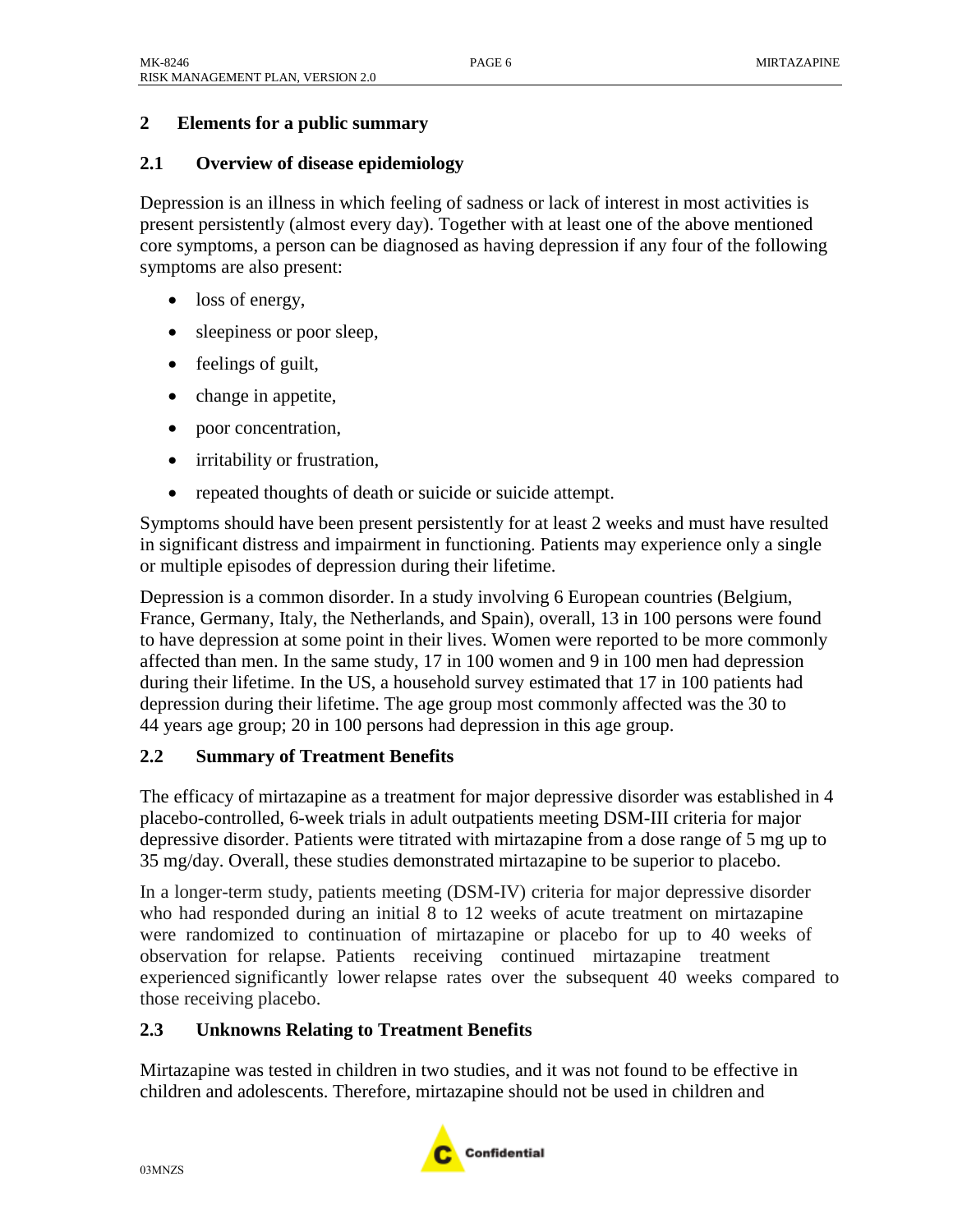## 2 Elements for a public summary

### 2.1 Overview of disease epidemiology

Depression is an illness in which feeling of sadness or lack of interest in most activities is present persistently (almost every day). Together with at least one of the above mentioned core symptoms, a person can be diagnosed as having depression if any four of the following symptoms are also present:

- loss of energy,
- sleepiness or poor sleep,
- feelings of guilt,
- change in appetite,
- poor concentration,
- irritability or frustration,
- repeated thoughts of death or suicide or suicide attempt.

Symptoms should have been present persistently for at least 2 weeks and must have resulted in significant distress and impairment in functioning. Patients may experience only a single or multiple episodes of depression during their lifetime.

Depression is a common disorder. In a study involving 6 European countries (Belgium, France, Germany, Italy, the Netherlands, and Spain), overall, 13 in 100 persons were found to have depression at some point in their lives. Women were reported to be more commonly affected than men. In the same study, 17 in 100 women and 9 in 100 men had depression during their lifetime. In the US, a household survey estimated that 17 in 100 patients had depression during their lifetime. The age group most commonly affected was the 30 to 44 years age group; 20 in 100 persons had depression in this age group.

### 2.2 Summary of Treatment Benefits

The efficacy of mirtazapine as a treatment for major depressive disorder was established in 4 placebo-controlled, 6-week trials in adult outpatients meeting DSM-III criteria for major depressive disorder. Patients were titrated with mirtazapine from a dose range of 5 mg up to 35 mg/day. Overall, these studies demonstrated mirtazapine to be superior to placebo.

In a longer-term study, patients meeting (DSM-IV) criteria for major depressive disorder who had responded during an initial 8 to 12 weeks of acute treatment on mirtazapine were randomized to continuation of mirtazapine or placebo for up to 40 weeks of observation for relapse. Patients receiving continued mirtazapine treatment experienced significantly lower relapse rates over the subsequent 40 weeks compared to those receiving placebo.

### 2.3 Unknowns Relating to Treatment Benefits

Mirtazapine was tested in children in two studies, and it was not found to be effective in children and adolescents. Therefore, mirtazapine should not be used in children and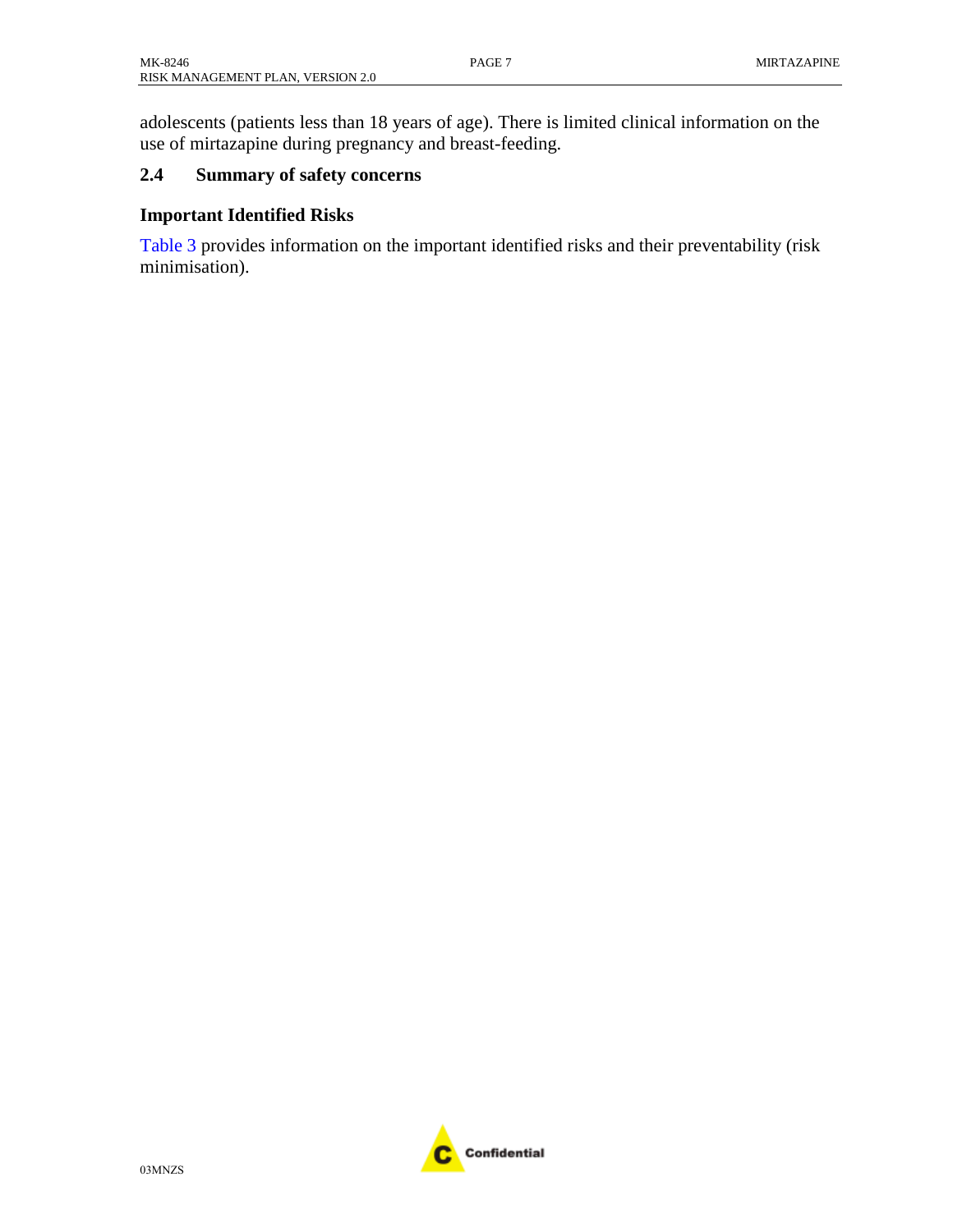adolescents (patients less than 18 years of age). There is limited clinical information on the use of mirtazapine during pregnancy and breast-feeding.

## 2.4 Summary of safety concerns

### Important Identified Risks

Table 3 provides information on the important identified risks and their preventability (risk minimisation).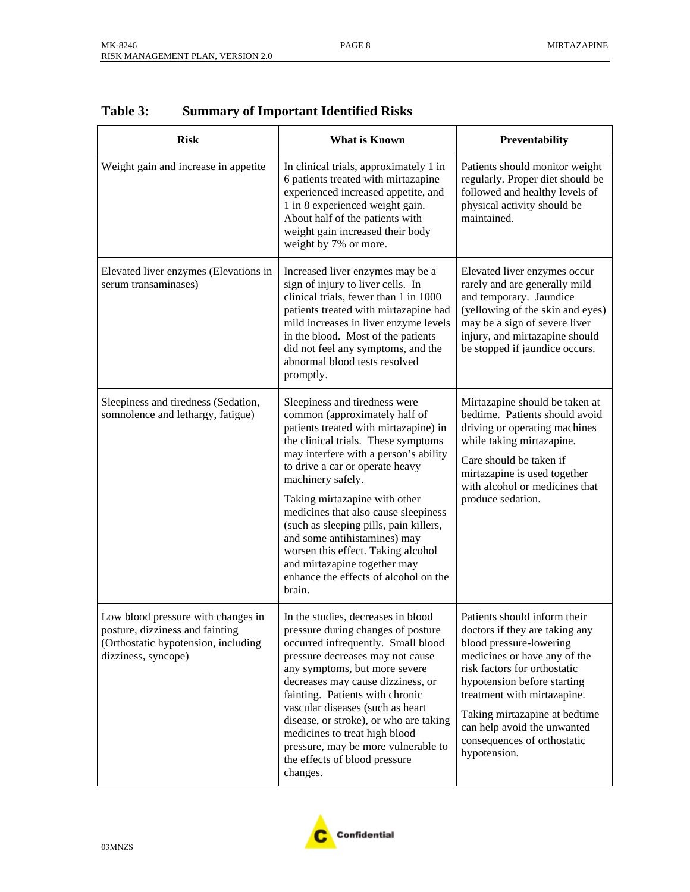## Table 3: Summary of Important Identified Risks

| Risk | What is Known | Preventability |
|---|---|---|
| Weight gain and increase in appetite | In clinical trials, approximately 1 in 6 patients treated with mirtazapine experienced increased appetite, and 1 in 8 experienced weight gain. About half of the patients with weight gain increased their body weight by 7% or more. | Patients should monitor weight regularly. Proper diet should be followed and healthy levels of physical activity should be maintained. |
| Elevated liver enzymes (Elevations in serum transaminases) | Increased liver enzymes may be a sign of injury to liver cells. In clinical trials, fewer than 1 in 1000 patients treated with mirtazapine had mild increases in liver enzyme levels in the blood. Most of the patients did not feel any symptoms, and the abnormal blood tests resolved promptly. | Elevated liver enzymes occur rarely and are generally mild and temporary. Jaundice (yellowing of the skin and eyes) may be a sign of severe liver injury, and mirtazapine should be stopped if jaundice occurs. |
| Sleepiness and tiredness (Sedation, somnolence and lethargy, fatigue) | Sleepiness and tiredness were common (approximately half of patients treated with mirtazapine) in the clinical trials. These symptoms may interfere with a person's ability to drive a car or operate heavy machinery safely.<br><br>Taking mirtazapine with other medicines that also cause sleepiness (such as sleeping pills, pain killers, and some antihistamines) may worsen this effect. Taking alcohol and mirtazapine together may enhance the effects of alcohol on the brain. | Mirtazapine should be taken at bedtime. Patients should avoid driving or operating machines while taking mirtazapine.<br><br>Care should be taken if mirtazapine is used together with alcohol or medicines that produce sedation. |
| Low blood pressure with changes in posture, dizziness and fainting (Orthostatic hypotension, including dizziness, syncope) | In the studies, decreases in blood pressure during changes of posture occurred infrequently. Small blood pressure decreases may not cause any symptoms, but more severe decreases may cause dizziness, or fainting. Patients with chronic vascular diseases (such as heart disease, or stroke), or who are taking medicines to treat high blood pressure, may be more vulnerable to the effects of blood pressure changes. | Patients should inform their doctors if they are taking any blood pressure-lowering medicines or have any of the risk factors for orthostatic hypotension before starting treatment with mirtazapine.<br><br>Taking mirtazapine at bedtime can help avoid the unwanted consequences of orthostatic hypotension. |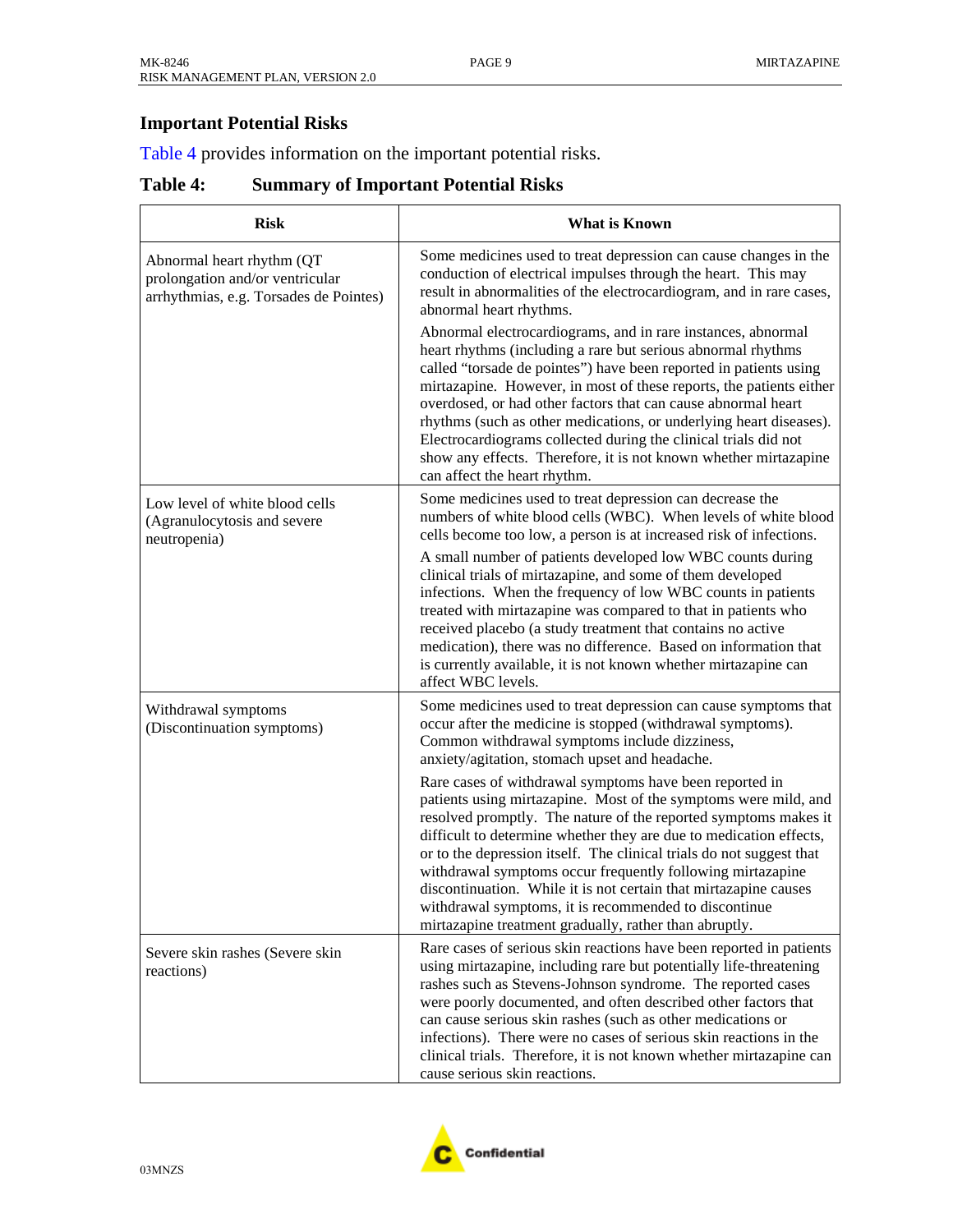## Important Potential Risks

Table 4 provides information on the important potential risks.

**Table 4: Summary of Important Potential Risks**

| Risk | What is Known |
|---|---|
| Abnormal heart rhythm (QT prolongation and/or ventricular arrhythmias, e.g. Torsades de Pointes) | Some medicines used to treat depression can cause changes in the conduction of electrical impulses through the heart. This may result in abnormalities of the electrocardiogram, and in rare cases, abnormal heart rhythms.<br><br>Abnormal electrocardiograms, and in rare instances, abnormal heart rhythms (including a rare but serious abnormal rhythms called "torsade de pointes") have been reported in patients using mirtazapine. However, in most of these reports, the patients either overdosed, or had other factors that can cause abnormal heart rhythms (such as other medications, or underlying heart diseases). Electrocardiograms collected during the clinical trials did not show any effects. Therefore, it is not known whether mirtazapine can affect the heart rhythm. |
| Low level of white blood cells (Agranulocytosis and severe neutropenia) | Some medicines used to treat depression can decrease the numbers of white blood cells (WBC). When levels of white blood cells become too low, a person is at increased risk of infections.<br><br>A small number of patients developed low WBC counts during clinical trials of mirtazapine, and some of them developed infections. When the frequency of low WBC counts in patients treated with mirtazapine was compared to that in patients who received placebo (a study treatment that contains no active medication), there was no difference. Based on information that is currently available, it is not known whether mirtazapine can affect WBC levels. |
| Withdrawal symptoms (Discontinuation symptoms) | Some medicines used to treat depression can cause symptoms that occur after the medicine is stopped (withdrawal symptoms). Common withdrawal symptoms include dizziness, anxiety/agitation, stomach upset and headache.<br><br>Rare cases of withdrawal symptoms have been reported in patients using mirtazapine. Most of the symptoms were mild, and resolved promptly. The nature of the reported symptoms makes it difficult to determine whether they are due to medication effects, or to the depression itself. The clinical trials do not suggest that withdrawal symptoms occur frequently following mirtazapine discontinuation. While it is not certain that mirtazapine causes withdrawal symptoms, it is recommended to discontinue mirtazapine treatment gradually, rather than abruptly. |
| Severe skin rashes (Severe skin reactions) | Rare cases of serious skin reactions have been reported in patients using mirtazapine, including rare but potentially life-threatening rashes such as Stevens-Johnson syndrome. The reported cases were poorly documented, and often described other factors that can cause serious skin rashes (such as other medications or infections). There were no cases of serious skin reactions in the clinical trials. Therefore, it is not known whether mirtazapine can cause serious skin reactions. |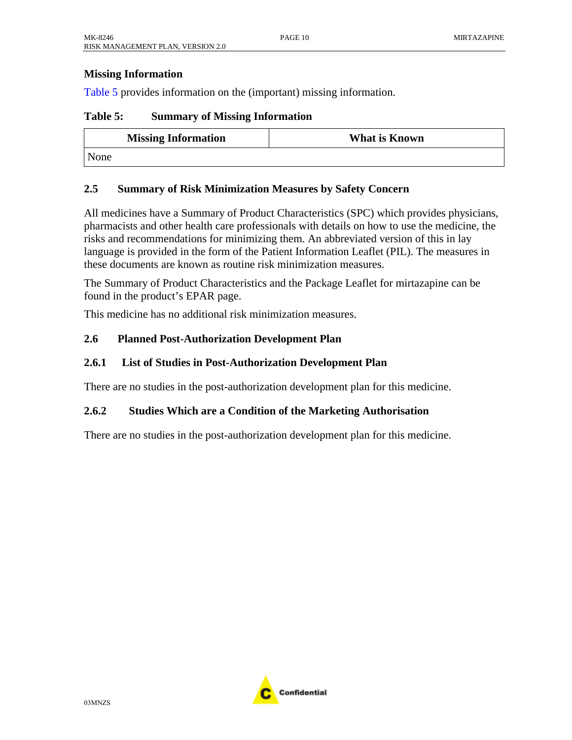**Missing Information**

Table 5 provides information on the (important) missing information.

**Table 5: Summary of Missing Information**

| Missing Information | What is Known |
|---|---|
| None | |

### 2.5 Summary of Risk Minimization Measures by Safety Concern

All medicines have a Summary of Product Characteristics (SPC) which provides physicians, pharmacists and other health care professionals with details on how to use the medicine, the risks and recommendations for minimizing them. An abbreviated version of this in lay language is provided in the form of the Patient Information Leaflet (PIL). The measures in these documents are known as routine risk minimization measures.

The Summary of Product Characteristics and the Package Leaflet for mirtazapine can be found in the product's EPAR page.

This medicine has no additional risk minimization measures.

### 2.6 Planned Post-Authorization Development Plan

#### 2.6.1 List of Studies in Post-Authorization Development Plan

There are no studies in the post-authorization development plan for this medicine.

#### 2.6.2 Studies Which are a Condition of the Marketing Authorisation

There are no studies in the post-authorization development plan for this medicine.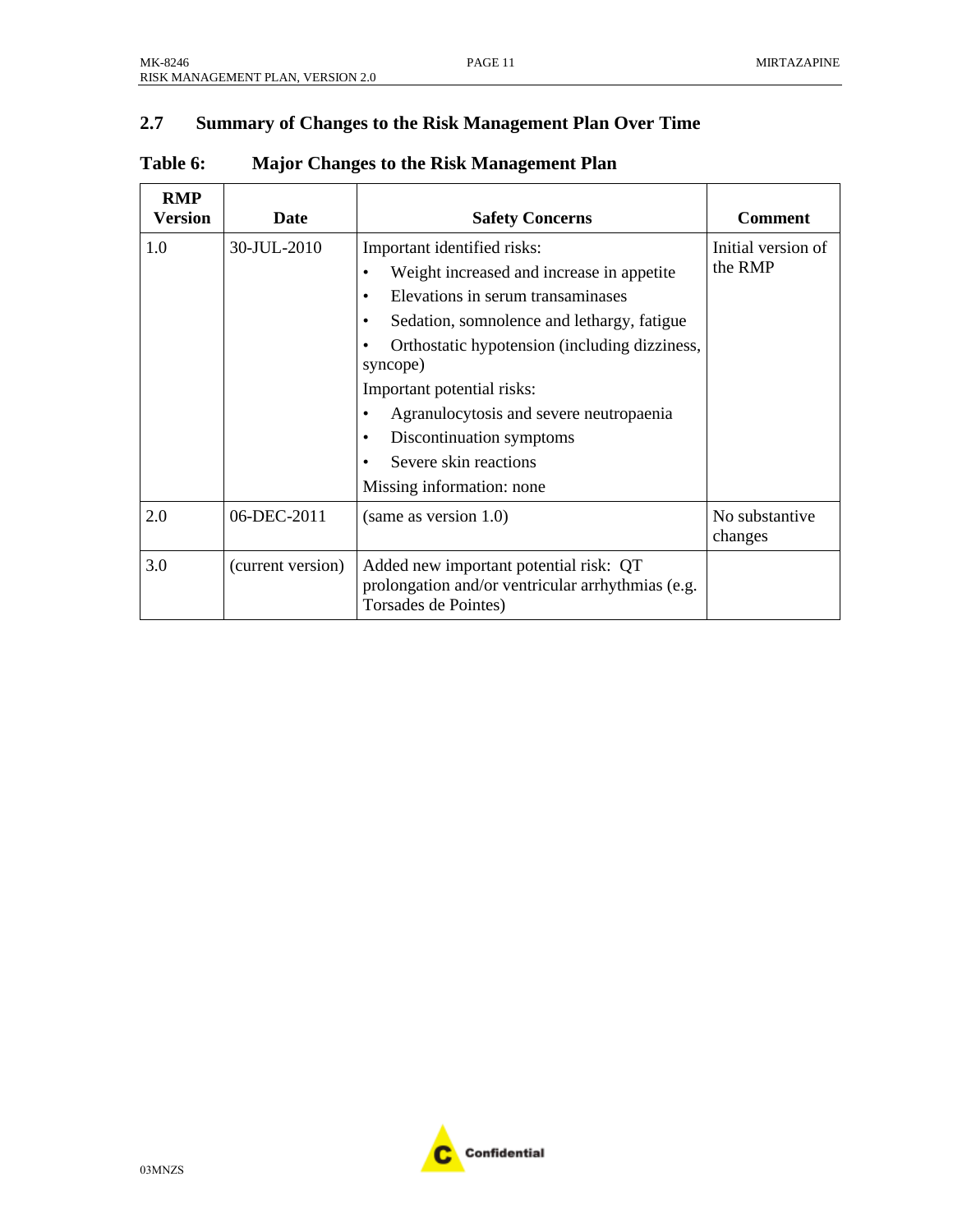## 2.7 Summary of Changes to the Risk Management Plan Over Time

**Table 6: Major Changes to the Risk Management Plan**

| RMP Version | Date | Safety Concerns | Comment |
|---|---|---|---|
| 1.0 | 30-JUL-2010 | Important identified risks:<br>• Weight increased and increase in appetite<br>• Elevations in serum transaminases<br>• Sedation, somnolence and lethargy, fatigue<br>• Orthostatic hypotension (including dizziness, syncope)<br>Important potential risks:<br>• Agranulocytosis and severe neutropaenia<br>• Discontinuation symptoms<br>• Severe skin reactions<br>Missing information: none | Initial version of the RMP |
| 2.0 | 06-DEC-2011 | (same as version 1.0) | No substantive changes |
| 3.0 | (current version) | Added new important potential risk: QT prolongation and/or ventricular arrhythmias (e.g. Torsades de Pointes) | |